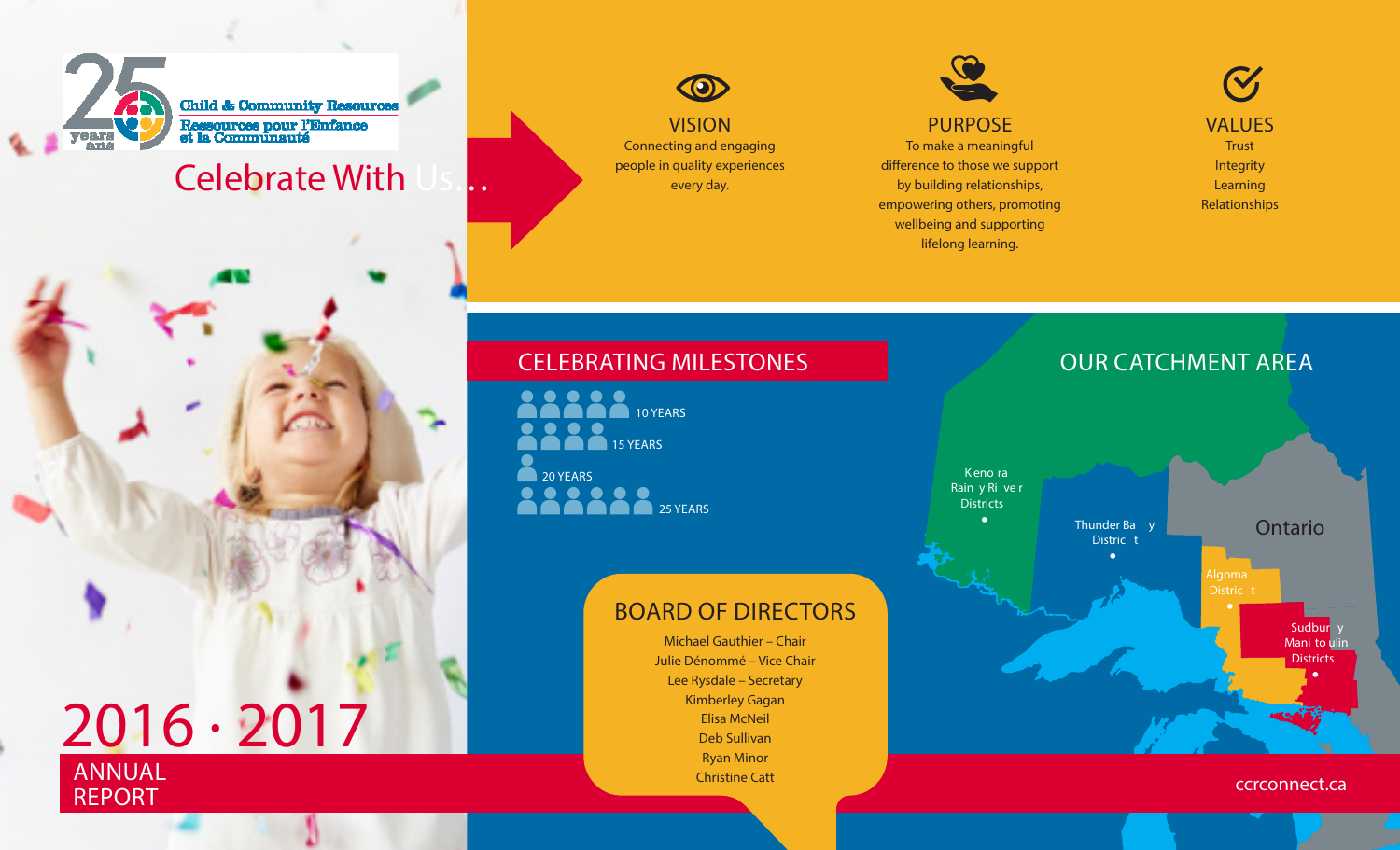25 years ans

Child & Community Resources
Ressources pour l'Enfance et la Communauté

Celebrate With Us...

## VISION

Connecting and engaging people in quality experiences every day.

## PURPOSE

To make a meaningful difference to those we support by building relationships, empowering others, promoting wellbeing and supporting lifelong learning.

## VALUES

Trust
Integrity
Learning
Relationships

## CELEBRATING MILESTONES

- 10 YEARS
- 15 YEARS
- 20 YEARS
- 25 YEARS

## OUR CATCHMENT AREA

Kenora Rainy River Districts

Thunder Bay District

Ontario

Algoma District

Sudbury Manitoulin Districts

## BOARD OF DIRECTORS

Michael Gauthier – Chair
Julie Dénommé – Vice Chair
Lee Rysdale – Secretary
Kimberley Gagan
Elisa McNeil
Deb Sullivan
Ryan Minor
Christine Catt

# 2016 · 2017

## ANNUAL REPORT

ccrconnect.ca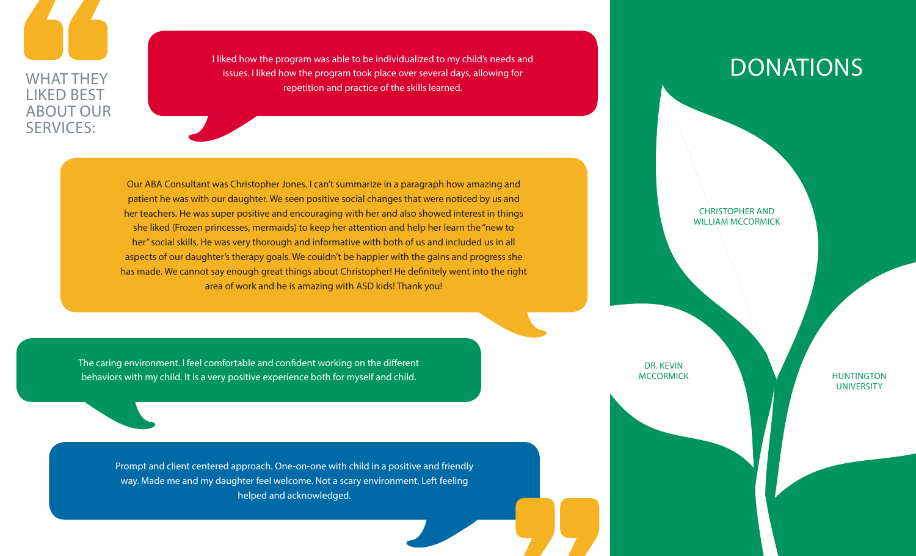## WHAT THEY LIKED BEST ABOUT OUR SERVICES:

I liked how the program was able to be individualized to my child's needs and issues. I liked how the program took place over several days, allowing for repetition and practice of the skills learned.

Our ABA Consultant was Christopher Jones. I can't summarize in a paragraph how amazing and patient he was with our daughter. We seen positive social changes that were noticed by us and her teachers. He was super positive and encouraging with her and also showed interest in things she liked (Frozen princesses, mermaids) to keep her attention and help her learn the "new to her" social skills. He was very thorough and informative with both of us and included us in all aspects of our daughter's therapy goals. We couldn't be happier with the gains and progress she has made. We cannot say enough great things about Christopher! He definitely went into the right area of work and he is amazing with ASD kids! Thank you!

The caring environment. I feel comfortable and confident working on the different behaviors with my child. It is a very positive experience both for myself and child.

Prompt and client centered approach. One-on-one with child in a positive and friendly way. Made me and my daughter feel welcome. Not a scary environment. Left feeling helped and acknowledged.

# DONATIONS

CHRISTOPHER AND WILLIAM MCCORMICK

DR. KEVIN MCCORMICK

HUNTINGTON UNIVERSITY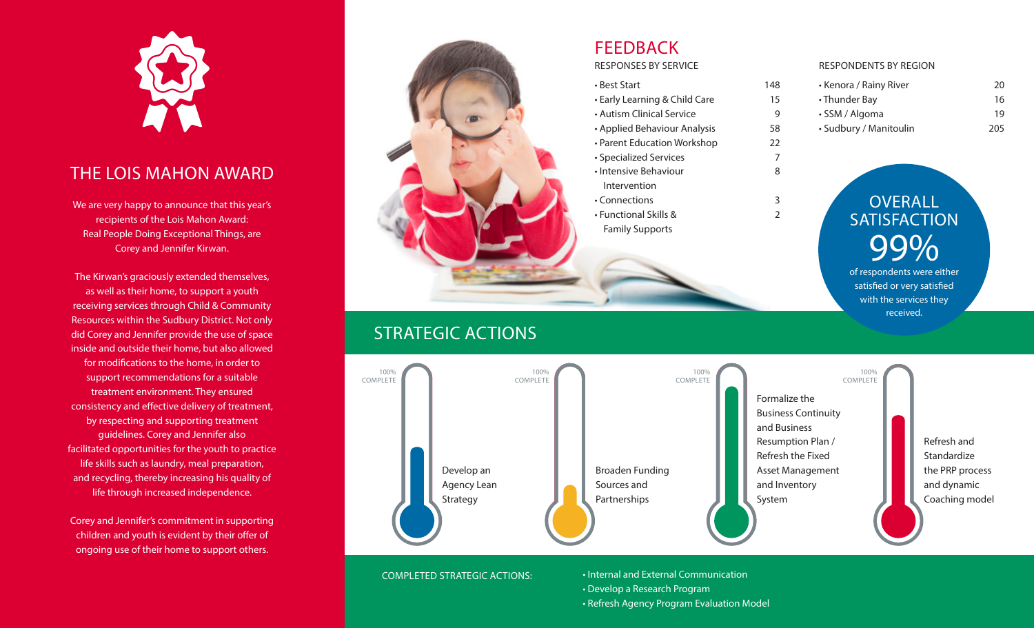# THE LOIS MAHON AWARD

We are very happy to announce that this year's recipients of the Lois Mahon Award: Real People Doing Exceptional Things, are Corey and Jennifer Kirwan.

The Kirwan's graciously extended themselves, as well as their home, to support a youth receiving services through Child & Community Resources within the Sudbury District. Not only did Corey and Jennifer provide the use of space inside and outside their home, but also allowed for modifications to the home, in order to support recommendations for a suitable treatment environment. They ensured consistency and effective delivery of treatment, by respecting and supporting treatment guidelines. Corey and Jennifer also facilitated opportunities for the youth to practice life skills such as laundry, meal preparation, and recycling, thereby increasing his quality of life through increased independence.

Corey and Jennifer's commitment in supporting children and youth is evident by their offer of ongoing use of their home to support others.

# FEEDBACK

## RESPONSES BY SERVICE

| Service | Responses |
|---|---|
| Best Start | 148 |
| Early Learning & Child Care | 15 |
| Autism Clinical Service | 9 |
| Applied Behaviour Analysis | 58 |
| Parent Education Workshop | 22 |
| Specialized Services | 7 |
| Intensive Behaviour Intervention | 8 |
| Connections | 3 |
| Functional Skills & Family Supports | 2 |

## RESPONDENTS BY REGION

| Region | Respondents |
|---|---|
| Kenora / Rainy River | 20 |
| Thunder Bay | 16 |
| SSM / Algoma | 19 |
| Sudbury / Manitoulin | 205 |

## OVERALL SATISFACTION

**99%**

of respondents were either satisfied or very satisfied with the services they received.

# STRATEGIC ACTIONS

- Develop an Agency Lean Strategy (100% COMPLETE)
- Broaden Funding Sources and Partnerships (100% COMPLETE)
- Formalize the Business Continuity and Business Resumption Plan / Refresh the Fixed Asset Management and Inventory System (100% COMPLETE)
- Refresh and Standardize the PRP process and dynamic Coaching model (100% COMPLETE)

COMPLETED STRATEGIC ACTIONS:

- Internal and External Communication
- Develop a Research Program
- Refresh Agency Program Evaluation Model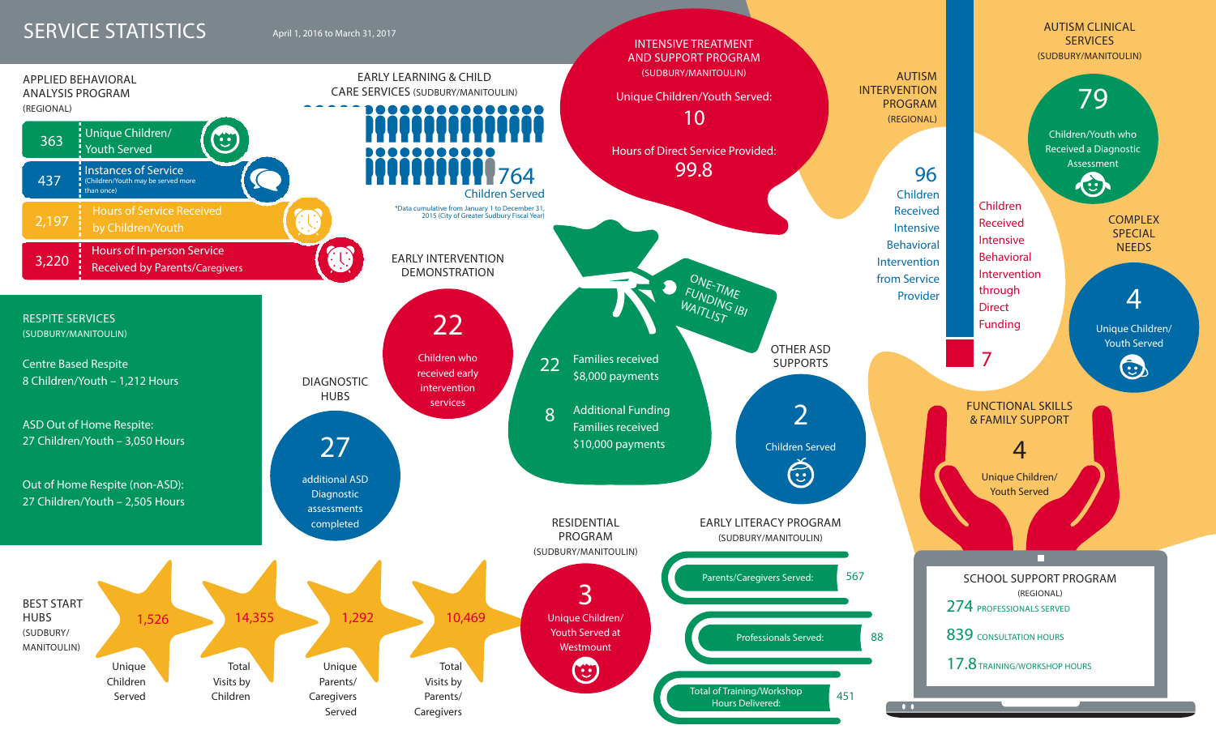# SERVICE STATISTICS

April 1, 2016 to March 31, 2017

## APPLIED BEHAVIORAL ANALYSIS PROGRAM
(REGIONAL)

- 363 Unique Children/Youth Served
- 437 Instances of Service (Children/Youth may be served more than once)
- 2,197 Hours of Service Received by Children/Youth
- 3,220 Hours of In-person Service Received by Parents/Caregivers

## EARLY LEARNING & CHILD CARE SERVICES (SUDBURY/MANITOULIN)

764 Children Served

*Data cumulative from January 1 to December 31, 2015 (City of Greater Sudbury Fiscal Year)

## INTENSIVE TREATMENT AND SUPPORT PROGRAM
(SUDBURY/MANITOULIN)

Unique Children/Youth Served: 10

Hours of Direct Service Provided: 99.8

## AUTISM INTERVENTION PROGRAM
(REGIONAL)

96 Children Received Intensive Behavioral Intervention from Service Provider

7 Children Received Intensive Behavioral Intervention through Direct Funding

## AUTISM CLINICAL SERVICES
(SUDBURY/MANITOULIN)

79 Children/Youth who Received a Diagnostic Assessment

## COMPLEX SPECIAL NEEDS

4 Unique Children/Youth Served

## RESPITE SERVICES
(SUDBURY/MANITOULIN)

Centre Based Respite
8 Children/Youth – 1,212 Hours

ASD Out of Home Respite:
27 Children/Youth – 3,050 Hours

Out of Home Respite (non-ASD):
27 Children/Youth – 2,505 Hours

## EARLY INTERVENTION DEMONSTRATION

22 Children who received early intervention services

## DIAGNOSTIC HUBS

27 additional ASD Diagnostic assessments completed

## ONE-TIME FUNDING IBI WAITLIST

- 22 Families received $8,000 payments
- 8 Additional Funding Families received $10,000 payments

## OTHER ASD SUPPORTS

2 Children Served

## FUNCTIONAL SKILLS & FAMILY SUPPORT

4 Unique Children/Youth Served

## BEST START HUBS
(SUDBURY/MANITOULIN)

- 1,526 Unique Children Served
- 14,355 Total Visits by Children
- 1,292 Unique Parents/Caregivers Served
- 10,469 Total Visits by Parents/Caregivers

## RESIDENTIAL PROGRAM
(SUDBURY/MANITOULIN)

3 Unique Children/Youth Served at Westmount

## EARLY LITERACY PROGRAM
(SUDBURY/MANITOULIN)

- Parents/Caregivers Served: 567
- Professionals Served: 88
- Total of Training/Workshop Hours Delivered: 451

## SCHOOL SUPPORT PROGRAM
(REGIONAL)

- 274 PROFESSIONALS SERVED
- 839 CONSULTATION HOURS
- 17.8 TRAINING/WORKSHOP HOURS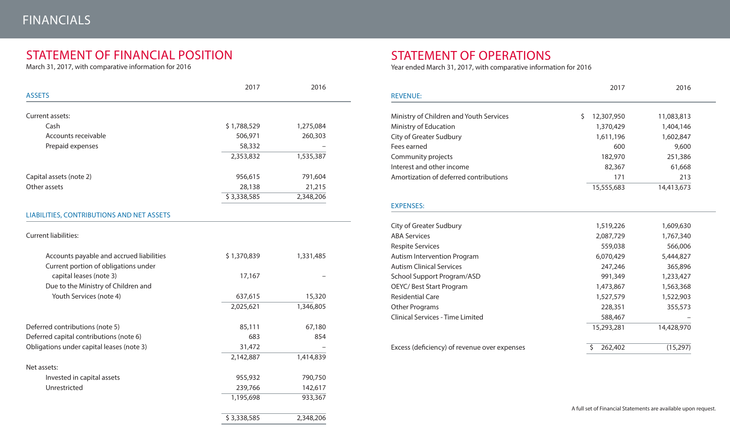# FINANCIALS

## STATEMENT OF FINANCIAL POSITION

March 31, 2017, with comparative information for 2016

| | 2017 | 2016 |
|---|---|---|
| **ASSETS** | | |
| Current assets: | | |
| Cash | $ 1,788,529 | 1,275,084 |
| Accounts receivable | 506,971 | 260,303 |
| Prepaid expenses | 58,332 | – |
| | 2,353,832 | 1,535,387 |
| Capital assets (note 2) | 956,615 | 791,604 |
| Other assets | 28,138 | 21,215 |
| | $ 3,338,585 | 2,348,206 |
| **LIABILITIES, CONTRIBUTIONS AND NET ASSETS** | | |
| Current liabilities: | | |
| Accounts payable and accrued liabilities | $ 1,370,839 | 1,331,485 |
| Current portion of obligations under capital leases (note 3) | 17,167 | – |
| Due to the Ministry of Children and Youth Services (note 4) | 637,615 | 15,320 |
| | 2,025,621 | 1,346,805 |
| Deferred contributions (note 5) | 85,111 | 67,180 |
| Deferred capital contributions (note 6) | 683 | 854 |
| Obligations under capital leases (note 3) | 31,472 | – |
| | 2,142,887 | 1,414,839 |
| Net assets: | | |
| Invested in capital assets | 955,932 | 790,750 |
| Unrestricted | 239,766 | 142,617 |
| | 1,195,698 | 933,367 |
| | $ 3,338,585 | 2,348,206 |

## STATEMENT OF OPERATIONS

Year ended March 31, 2017, with comparative information for 2016

| | 2017 | 2016 |
|---|---|---|
| **REVENUE:** | | |
| Ministry of Children and Youth Services | $ 12,307,950 | 11,083,813 |
| Ministry of Education | 1,370,429 | 1,404,146 |
| City of Greater Sudbury | 1,611,196 | 1,602,847 |
| Fees earned | 600 | 9,600 |
| Community projects | 182,970 | 251,386 |
| Interest and other income | 82,367 | 61,668 |
| Amortization of deferred contributions | 171 | 213 |
| | 15,555,683 | 14,413,673 |
| **EXPENSES:** | | |
| City of Greater Sudbury | 1,519,226 | 1,609,630 |
| ABA Services | 2,087,729 | 1,767,340 |
| Respite Services | 559,038 | 566,006 |
| Autism Intervention Program | 6,070,429 | 5,444,827 |
| Autism Clinical Services | 247,246 | 365,896 |
| School Support Program/ASD | 991,349 | 1,233,427 |
| OEYC/ Best Start Program | 1,473,867 | 1,563,368 |
| Residential Care | 1,527,579 | 1,522,903 |
| Other Programs | 228,351 | 355,573 |
| Clinical Services - Time Limited | 588,467 | – |
| | 15,293,281 | 14,428,970 |
| Excess (deficiency) of revenue over expenses | $ 262,402 | (15,297) |

A full set of Financial Statements are available upon request.